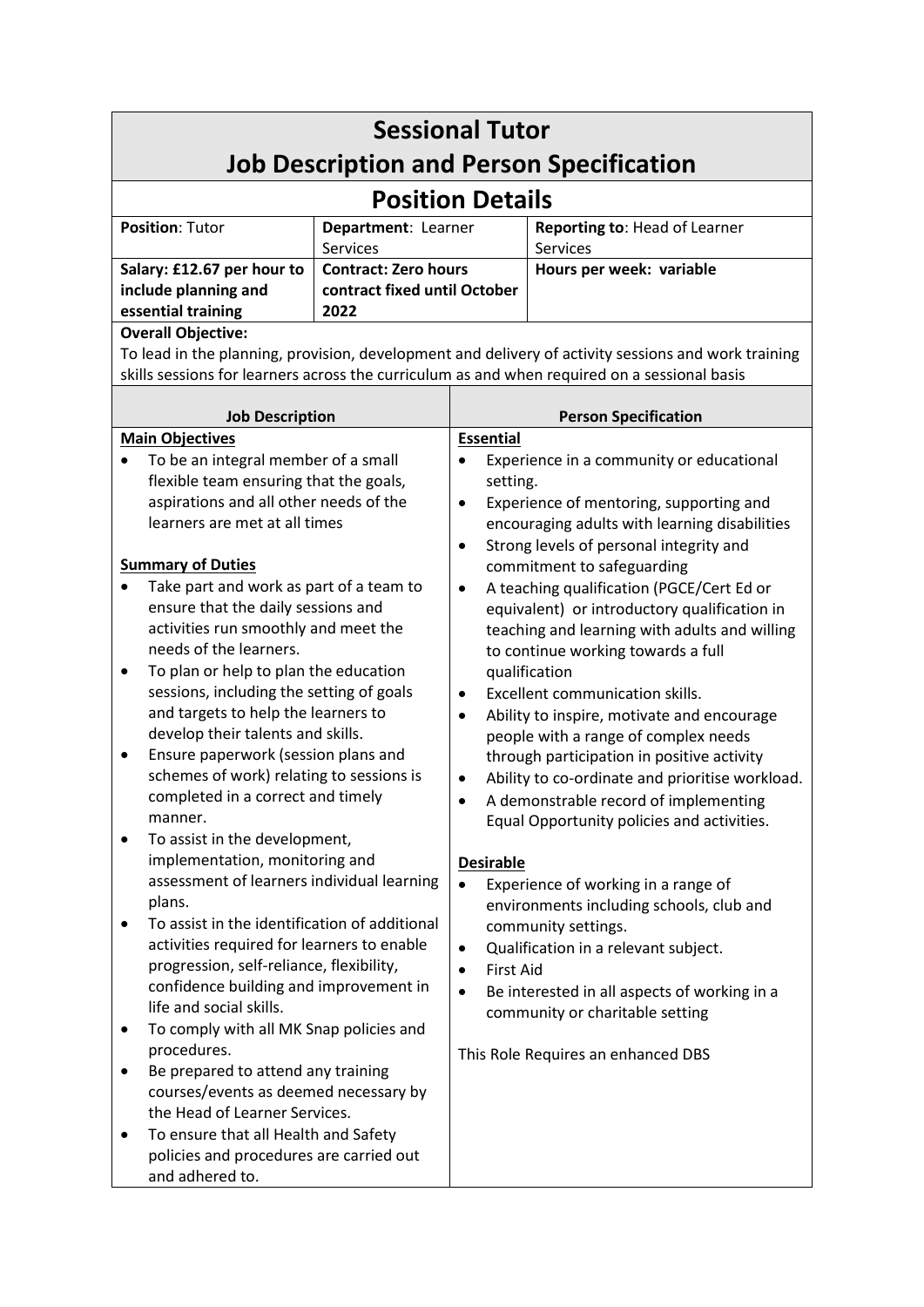# Sessional Tutor
# Job Description and Person Specification

## Position Details

| **Position**: Tutor | **Department**: Learner Services | **Reporting to**: Head of Learner Services |
|---|---|---|
| **Salary: £12.67 per hour to include planning and essential training** | **Contract: Zero hours contract fixed until October 2022** | **Hours per week: variable** |

**Overall Objective:**

To lead in the planning, provision, development and delivery of activity sessions and work training skills sessions for learners across the curriculum as and when required on a sessional basis

## Job Description

**Main Objectives**

- To be an integral member of a small flexible team ensuring that the goals, aspirations and all other needs of the learners are met at all times

**Summary of Duties**

- Take part and work as part of a team to ensure that the daily sessions and activities run smoothly and meet the needs of the learners.
- To plan or help to plan the education sessions, including the setting of goals and targets to help the learners to develop their talents and skills.
- Ensure paperwork (session plans and schemes of work) relating to sessions is completed in a correct and timely manner.
- To assist in the development, implementation, monitoring and assessment of learners individual learning plans.
- To assist in the identification of additional activities required for learners to enable progression, self-reliance, flexibility, confidence building and improvement in life and social skills.
- To comply with all MK Snap policies and procedures.
- Be prepared to attend any training courses/events as deemed necessary by the Head of Learner Services.
- To ensure that all Health and Safety policies and procedures are carried out and adhered to.

## Person Specification

**Essential**

- Experience in a community or educational setting.
- Experience of mentoring, supporting and encouraging adults with learning disabilities
- Strong levels of personal integrity and commitment to safeguarding
- A teaching qualification (PGCE/Cert Ed or equivalent) or introductory qualification in teaching and learning with adults and willing to continue working towards a full qualification
- Excellent communication skills.
- Ability to inspire, motivate and encourage people with a range of complex needs through participation in positive activity
- Ability to co-ordinate and prioritise workload.
- A demonstrable record of implementing Equal Opportunity policies and activities.

**Desirable**

- Experience of working in a range of environments including schools, club and community settings.
- Qualification in a relevant subject.
- First Aid
- Be interested in all aspects of working in a community or charitable setting

This Role Requires an enhanced DBS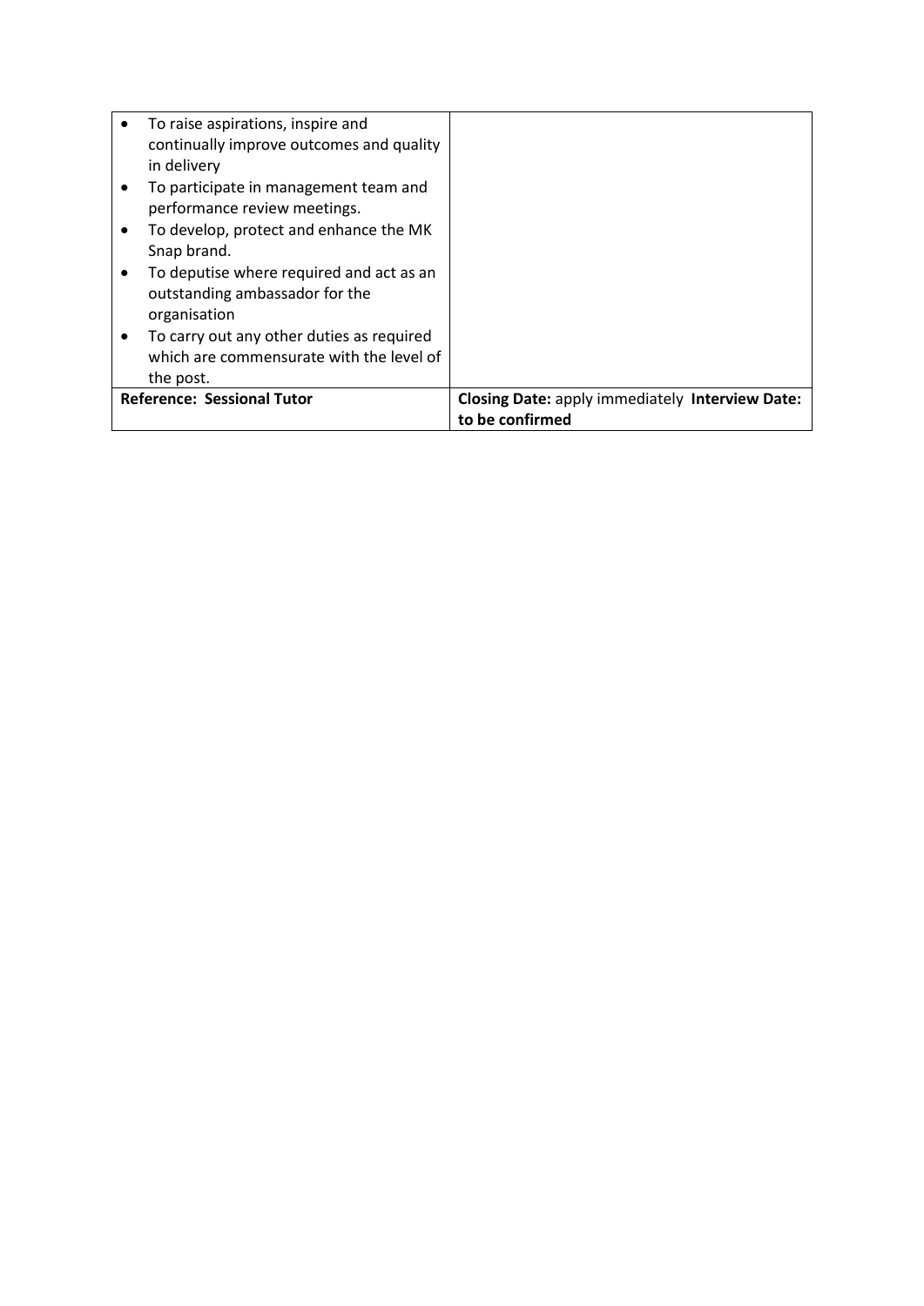| | |
|---|---|
| • To raise aspirations, inspire and continually improve outcomes and quality in delivery<br>• To participate in management team and performance review meetings.<br>• To develop, protect and enhance the MK Snap brand.<br>• To deputise where required and act as an outstanding ambassador for the organisation<br>• To carry out any other duties as required which are commensurate with the level of the post. | |
| **Reference: Sessional Tutor** | **Closing Date:** apply immediately **Interview Date: to be confirmed** |